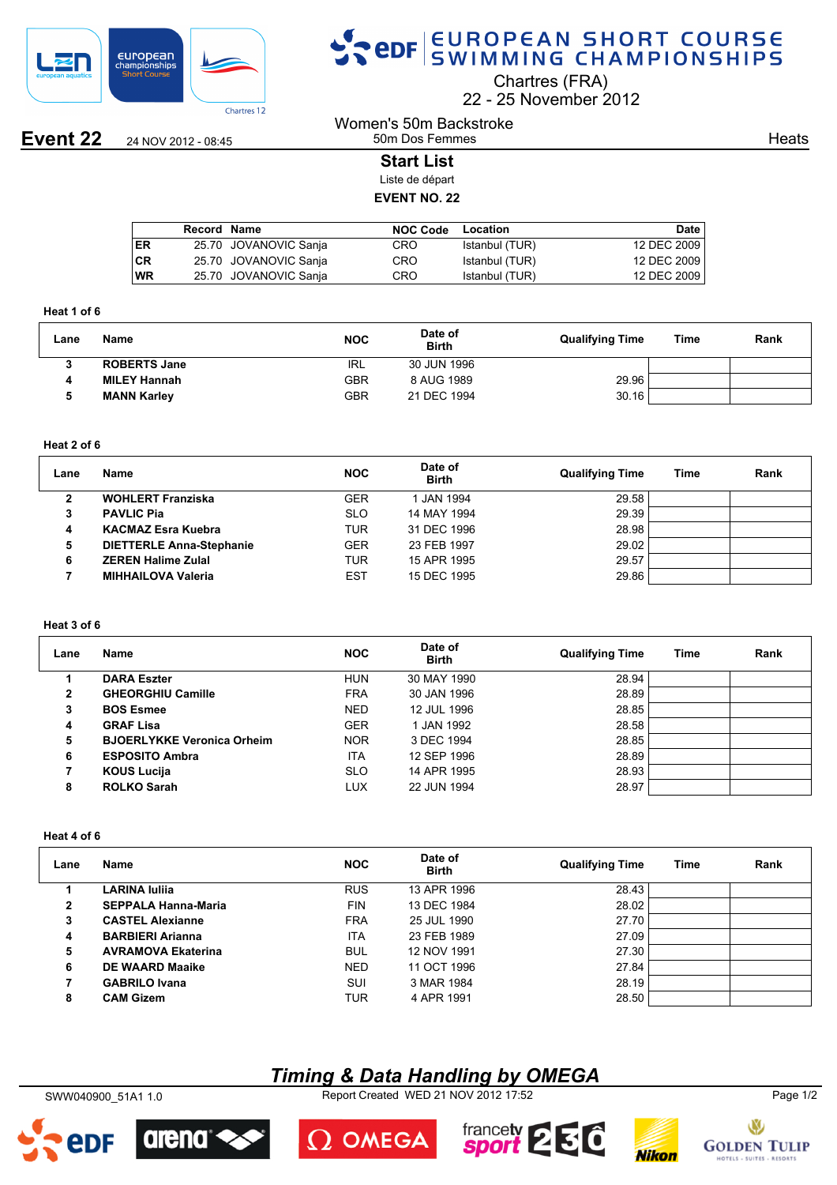# EUROPEAN SHORT COURSE SWIMMING CHAMPIONSHIPS

Chartres (FRA)
22 - 25 November 2012

**Event 22** 24 NOV 2012 - 08:45

Women's 50m Backstroke
50m Dos Femmes

Heats

## Start List

Liste de départ

**EVENT NO. 22**

| | Record | Name | NOC Code | Location | Date |
|---|---|---|---|---|---|
| ER | 25.70 | JOVANOVIC Sanja | CRO | Istanbul (TUR) | 12 DEC 2009 |
| CR | 25.70 | JOVANOVIC Sanja | CRO | Istanbul (TUR) | 12 DEC 2009 |
| WR | 25.70 | JOVANOVIC Sanja | CRO | Istanbul (TUR) | 12 DEC 2009 |

**Heat 1 of 6**

| Lane | Name | NOC | Date of Birth | Qualifying Time | Time | Rank |
|---|---|---|---|---|---|---|
| 3 | **ROBERTS Jane** | IRL | 30 JUN 1996 | | | |
| 4 | **MILEY Hannah** | GBR | 8 AUG 1989 | 29.96 | | |
| 5 | **MANN Karley** | GBR | 21 DEC 1994 | 30.16 | | |

**Heat 2 of 6**

| Lane | Name | NOC | Date of Birth | Qualifying Time | Time | Rank |
|---|---|---|---|---|---|---|
| 2 | **WOHLERT Franziska** | GER | 1 JAN 1994 | 29.58 | | |
| 3 | **PAVLIC Pia** | SLO | 14 MAY 1994 | 29.39 | | |
| 4 | **KACMAZ Esra Kuebra** | TUR | 31 DEC 1996 | 28.98 | | |
| 5 | **DIETTERLE Anna-Stephanie** | GER | 23 FEB 1997 | 29.02 | | |
| 6 | **ZEREN Halime Zulal** | TUR | 15 APR 1995 | 29.57 | | |
| 7 | **MIHHAILOVA Valeria** | EST | 15 DEC 1995 | 29.86 | | |

**Heat 3 of 6**

| Lane | Name | NOC | Date of Birth | Qualifying Time | Time | Rank |
|---|---|---|---|---|---|---|
| 1 | **DARA Eszter** | HUN | 30 MAY 1990 | 28.94 | | |
| 2 | **GHEORGHIU Camille** | FRA | 30 JAN 1996 | 28.89 | | |
| 3 | **BOS Esmee** | NED | 12 JUL 1996 | 28.85 | | |
| 4 | **GRAF Lisa** | GER | 1 JAN 1992 | 28.58 | | |
| 5 | **BJOERLYKKE Veronica Orheim** | NOR | 3 DEC 1994 | 28.85 | | |
| 6 | **ESPOSITO Ambra** | ITA | 12 SEP 1996 | 28.89 | | |
| 7 | **KOUS Lucija** | SLO | 14 APR 1995 | 28.93 | | |
| 8 | **ROLKO Sarah** | LUX | 22 JUN 1994 | 28.97 | | |

**Heat 4 of 6**

| Lane | Name | NOC | Date of Birth | Qualifying Time | Time | Rank |
|---|---|---|---|---|---|---|
| 1 | **LARINA Iuliia** | RUS | 13 APR 1996 | 28.43 | | |
| 2 | **SEPPALA Hanna-Maria** | FIN | 13 DEC 1984 | 28.02 | | |
| 3 | **CASTEL Alexianne** | FRA | 25 JUL 1990 | 27.70 | | |
| 4 | **BARBIERI Arianna** | ITA | 23 FEB 1989 | 27.09 | | |
| 5 | **AVRAMOVA Ekaterina** | BUL | 12 NOV 1991 | 27.30 | | |
| 6 | **DE WAARD Maaike** | NED | 11 OCT 1996 | 27.84 | | |
| 7 | **GABRILO Ivana** | SUI | 3 MAR 1984 | 28.19 | | |
| 8 | **CAM Gizem** | TUR | 4 APR 1991 | 28.50 | | |

***Timing & Data Handling by OMEGA***

SWW040900_51A1 1.0 Report Created WED 21 NOV 2012 17:52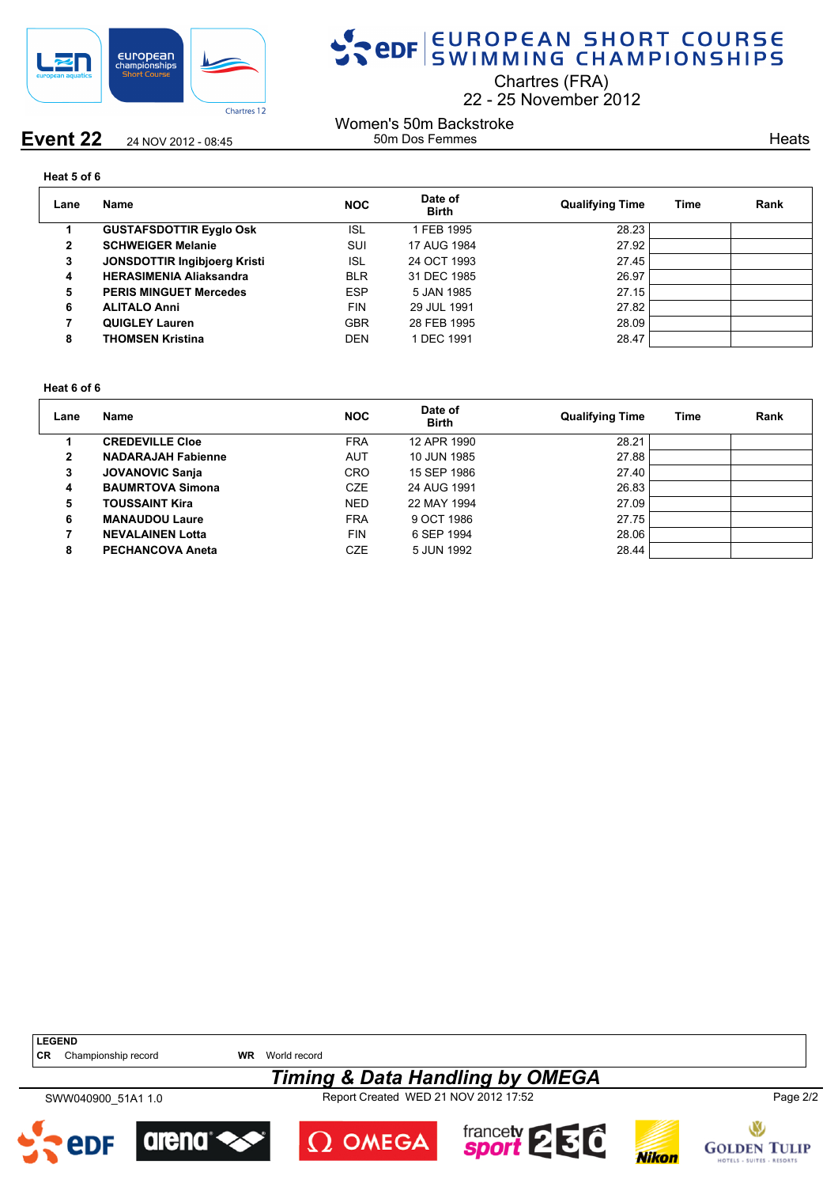# EUROPEAN SHORT COURSE SWIMMING CHAMPIONSHIPS

Chartres (FRA)
22 - 25 November 2012

**Event 22** 24 NOV 2012 - 08:45

Women's 50m Backstroke
50m Dos Femmes

Heats

**Heat 5 of 6**

| Lane | Name | NOC | Date of Birth | Qualifying Time | Time | Rank |
|---|---|---|---|---|---|---|
| 1 | GUSTAFSDOTTIR Eyglo Osk | ISL | 1 FEB 1995 | 28.23 | | |
| 2 | SCHWEIGER Melanie | SUI | 17 AUG 1984 | 27.92 | | |
| 3 | JONSDOTTIR Ingibjoerg Kristi | ISL | 24 OCT 1993 | 27.45 | | |
| 4 | HERASIMENIA Aliaksandra | BLR | 31 DEC 1985 | 26.97 | | |
| 5 | PERIS MINGUET Mercedes | ESP | 5 JAN 1985 | 27.15 | | |
| 6 | ALITALO Anni | FIN | 29 JUL 1991 | 27.82 | | |
| 7 | QUIGLEY Lauren | GBR | 28 FEB 1995 | 28.09 | | |
| 8 | THOMSEN Kristina | DEN | 1 DEC 1991 | 28.47 | | |

**Heat 6 of 6**

| Lane | Name | NOC | Date of Birth | Qualifying Time | Time | Rank |
|---|---|---|---|---|---|---|
| 1 | CREDEVILLE Cloe | FRA | 12 APR 1990 | 28.21 | | |
| 2 | NADARAJAH Fabienne | AUT | 10 JUN 1985 | 27.88 | | |
| 3 | JOVANOVIC Sanja | CRO | 15 SEP 1986 | 27.40 | | |
| 4 | BAUMRTOVA Simona | CZE | 24 AUG 1991 | 26.83 | | |
| 5 | TOUSSAINT Kira | NED | 22 MAY 1994 | 27.09 | | |
| 6 | MANAUDOU Laure | FRA | 9 OCT 1986 | 27.75 | | |
| 7 | NEVALAINEN Lotta | FIN | 6 SEP 1994 | 28.06 | | |
| 8 | PECHANCOVA Aneta | CZE | 5 JUN 1992 | 28.44 | | |

**LEGEND**
**CR** Championship record **WR** World record

*Timing & Data Handling by OMEGA*

SWW040900_51A1 1.0 Report Created WED 21 NOV 2012 17:52